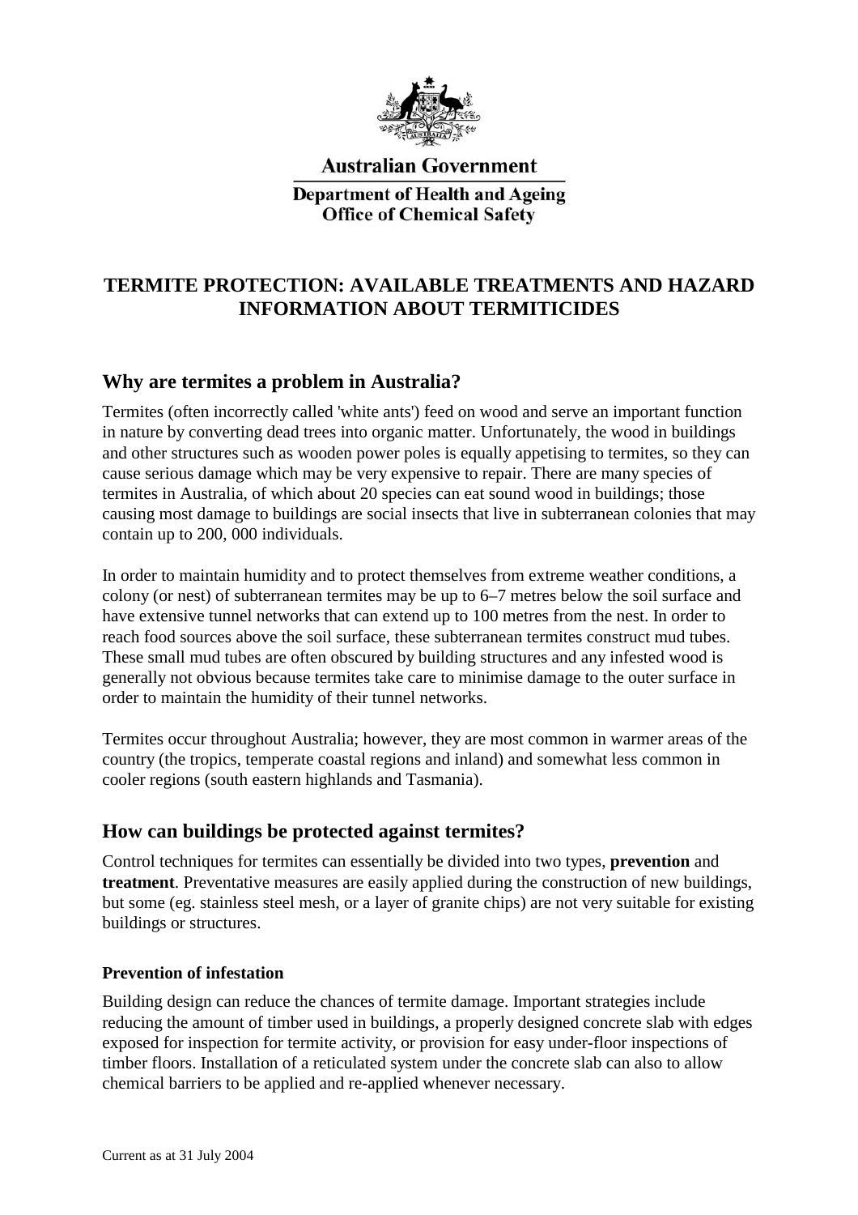Australian Government

Department of Health and Ageing
Office of Chemical Safety

# TERMITE PROTECTION: AVAILABLE TREATMENTS AND HAZARD INFORMATION ABOUT TERMITICIDES

## Why are termites a problem in Australia?

Termites (often incorrectly called 'white ants') feed on wood and serve an important function in nature by converting dead trees into organic matter. Unfortunately, the wood in buildings and other structures such as wooden power poles is equally appetising to termites, so they can cause serious damage which may be very expensive to repair. There are many species of termites in Australia, of which about 20 species can eat sound wood in buildings; those causing most damage to buildings are social insects that live in subterranean colonies that may contain up to 200, 000 individuals.

In order to maintain humidity and to protect themselves from extreme weather conditions, a colony (or nest) of subterranean termites may be up to 6–7 metres below the soil surface and have extensive tunnel networks that can extend up to 100 metres from the nest. In order to reach food sources above the soil surface, these subterranean termites construct mud tubes. These small mud tubes are often obscured by building structures and any infested wood is generally not obvious because termites take care to minimise damage to the outer surface in order to maintain the humidity of their tunnel networks.

Termites occur throughout Australia; however, they are most common in warmer areas of the country (the tropics, temperate coastal regions and inland) and somewhat less common in cooler regions (south eastern highlands and Tasmania).

## How can buildings be protected against termites?

Control techniques for termites can essentially be divided into two types, **prevention** and **treatment**. Preventative measures are easily applied during the construction of new buildings, but some (eg. stainless steel mesh, or a layer of granite chips) are not very suitable for existing buildings or structures.

### Prevention of infestation

Building design can reduce the chances of termite damage. Important strategies include reducing the amount of timber used in buildings, a properly designed concrete slab with edges exposed for inspection for termite activity, or provision for easy under-floor inspections of timber floors. Installation of a reticulated system under the concrete slab can also to allow chemical barriers to be applied and re-applied whenever necessary.

Current as at 31 July 2004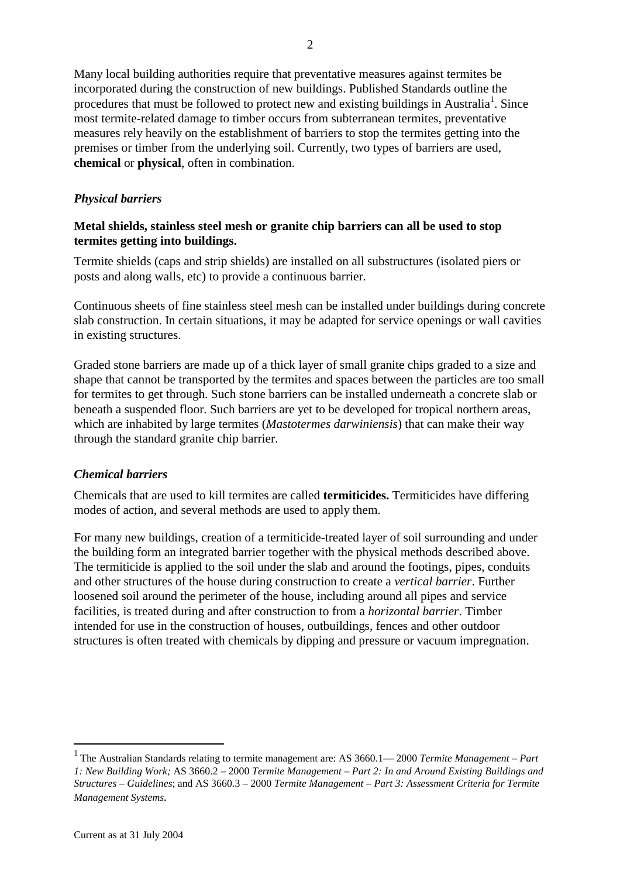Many local building authorities require that preventative measures against termites be incorporated during the construction of new buildings. Published Standards outline the procedures that must be followed to protect new and existing buildings in Australia[1]. Since most termite-related damage to timber occurs from subterranean termites, preventative measures rely heavily on the establishment of barriers to stop the termites getting into the premises or timber from the underlying soil. Currently, two types of barriers are used, **chemical** or **physical**, often in combination.

### *Physical barriers*

**Metal shields, stainless steel mesh or granite chip barriers can all be used to stop termites getting into buildings.**

Termite shields (caps and strip shields) are installed on all substructures (isolated piers or posts and along walls, etc) to provide a continuous barrier.

Continuous sheets of fine stainless steel mesh can be installed under buildings during concrete slab construction. In certain situations, it may be adapted for service openings or wall cavities in existing structures.

Graded stone barriers are made up of a thick layer of small granite chips graded to a size and shape that cannot be transported by the termites and spaces between the particles are too small for termites to get through. Such stone barriers can be installed underneath a concrete slab or beneath a suspended floor. Such barriers are yet to be developed for tropical northern areas, which are inhabited by large termites (*Mastotermes darwiniensis*) that can make their way through the standard granite chip barrier.

### *Chemical barriers*

Chemicals that are used to kill termites are called **termiticides.** Termiticides have differing modes of action, and several methods are used to apply them.

For many new buildings, creation of a termiticide-treated layer of soil surrounding and under the building form an integrated barrier together with the physical methods described above. The termiticide is applied to the soil under the slab and around the footings, pipes, conduits and other structures of the house during construction to create a *vertical barrier*. Further loosened soil around the perimeter of the house, including around all pipes and service facilities, is treated during and after construction to from a *horizontal barrier*. Timber intended for use in the construction of houses, outbuildings, fences and other outdoor structures is often treated with chemicals by dipping and pressure or vacuum impregnation.

---

[1] The Australian Standards relating to termite management are: AS 3660.1— 2000 *Termite Management – Part 1: New Building Work;* AS 3660.2 – 2000 *Termite Management – Part 2: In and Around Existing Buildings and Structures – Guidelines*; and AS 3660.3 – 2000 *Termite Management – Part 3: Assessment Criteria for Termite Management Systems*.

Current as at 31 July 2004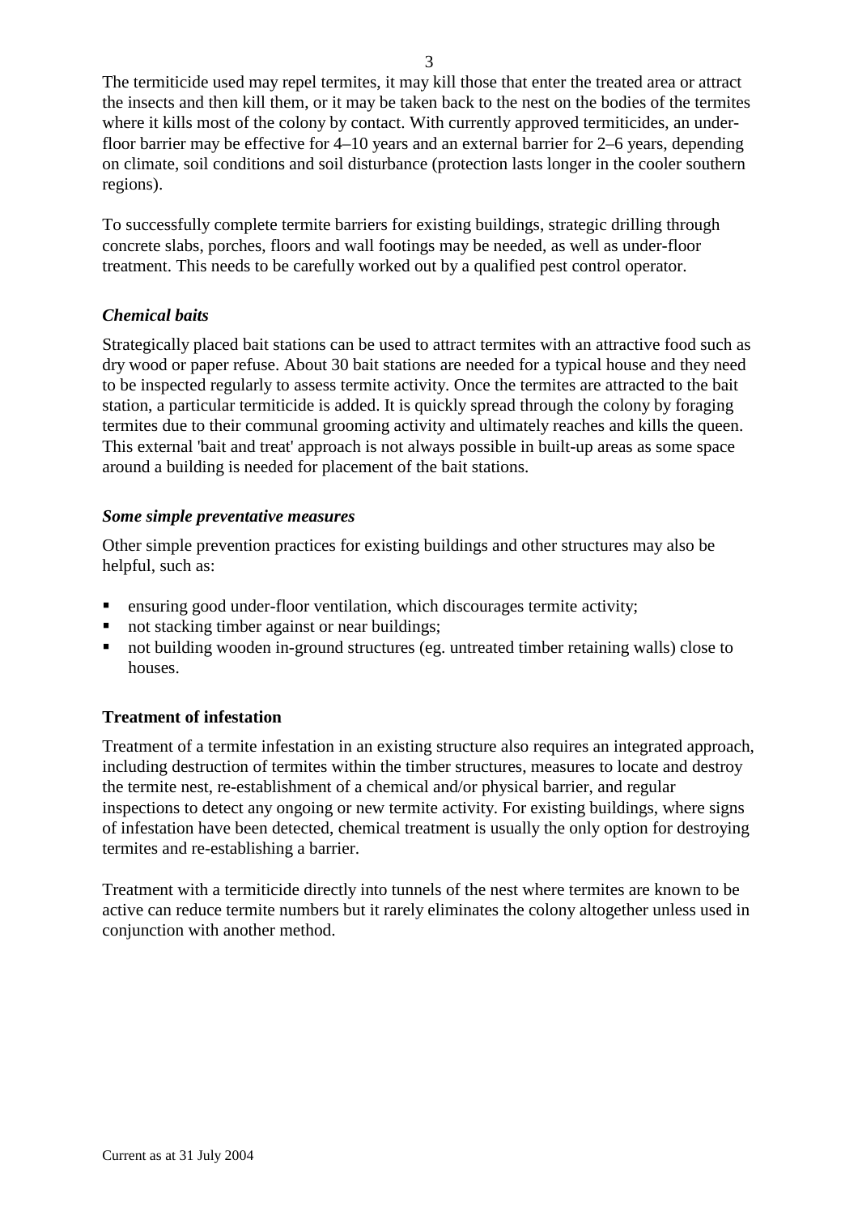The termiticide used may repel termites, it may kill those that enter the treated area or attract the insects and then kill them, or it may be taken back to the nest on the bodies of the termites where it kills most of the colony by contact. With currently approved termiticides, an under-floor barrier may be effective for 4–10 years and an external barrier for 2–6 years, depending on climate, soil conditions and soil disturbance (protection lasts longer in the cooler southern regions).

To successfully complete termite barriers for existing buildings, strategic drilling through concrete slabs, porches, floors and wall footings may be needed, as well as under-floor treatment. This needs to be carefully worked out by a qualified pest control operator.

### *Chemical baits*

Strategically placed bait stations can be used to attract termites with an attractive food such as dry wood or paper refuse. About 30 bait stations are needed for a typical house and they need to be inspected regularly to assess termite activity. Once the termites are attracted to the bait station, a particular termiticide is added. It is quickly spread through the colony by foraging termites due to their communal grooming activity and ultimately reaches and kills the queen. This external 'bait and treat' approach is not always possible in built-up areas as some space around a building is needed for placement of the bait stations.

### *Some simple preventative measures*

Other simple prevention practices for existing buildings and other structures may also be helpful, such as:

- ensuring good under-floor ventilation, which discourages termite activity;
- not stacking timber against or near buildings;
- not building wooden in-ground structures (eg. untreated timber retaining walls) close to houses.

## Treatment of infestation

Treatment of a termite infestation in an existing structure also requires an integrated approach, including destruction of termites within the timber structures, measures to locate and destroy the termite nest, re-establishment of a chemical and/or physical barrier, and regular inspections to detect any ongoing or new termite activity. For existing buildings, where signs of infestation have been detected, chemical treatment is usually the only option for destroying termites and re-establishing a barrier.

Treatment with a termiticide directly into tunnels of the nest where termites are known to be active can reduce termite numbers but it rarely eliminates the colony altogether unless used in conjunction with another method.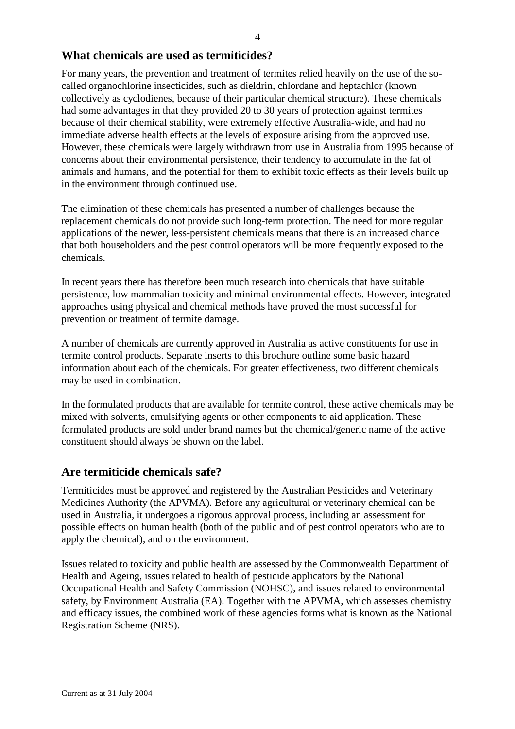## What chemicals are used as termiticides?

For many years, the prevention and treatment of termites relied heavily on the use of the so-called organochlorine insecticides, such as dieldrin, chlordane and heptachlor (known collectively as cyclodienes, because of their particular chemical structure). These chemicals had some advantages in that they provided 20 to 30 years of protection against termites because of their chemical stability, were extremely effective Australia-wide, and had no immediate adverse health effects at the levels of exposure arising from the approved use. However, these chemicals were largely withdrawn from use in Australia from 1995 because of concerns about their environmental persistence, their tendency to accumulate in the fat of animals and humans, and the potential for them to exhibit toxic effects as their levels built up in the environment through continued use.

The elimination of these chemicals has presented a number of challenges because the replacement chemicals do not provide such long-term protection. The need for more regular applications of the newer, less-persistent chemicals means that there is an increased chance that both householders and the pest control operators will be more frequently exposed to the chemicals.

In recent years there has therefore been much research into chemicals that have suitable persistence, low mammalian toxicity and minimal environmental effects. However, integrated approaches using physical and chemical methods have proved the most successful for prevention or treatment of termite damage.

A number of chemicals are currently approved in Australia as active constituents for use in termite control products. Separate inserts to this brochure outline some basic hazard information about each of the chemicals. For greater effectiveness, two different chemicals may be used in combination.

In the formulated products that are available for termite control, these active chemicals may be mixed with solvents, emulsifying agents or other components to aid application. These formulated products are sold under brand names but the chemical/generic name of the active constituent should always be shown on the label.

## Are termiticide chemicals safe?

Termiticides must be approved and registered by the Australian Pesticides and Veterinary Medicines Authority (the APVMA). Before any agricultural or veterinary chemical can be used in Australia, it undergoes a rigorous approval process, including an assessment for possible effects on human health (both of the public and of pest control operators who are to apply the chemical), and on the environment.

Issues related to toxicity and public health are assessed by the Commonwealth Department of Health and Ageing, issues related to health of pesticide applicators by the National Occupational Health and Safety Commission (NOHSC), and issues related to environmental safety, by Environment Australia (EA). Together with the APVMA, which assesses chemistry and efficacy issues, the combined work of these agencies forms what is known as the National Registration Scheme (NRS).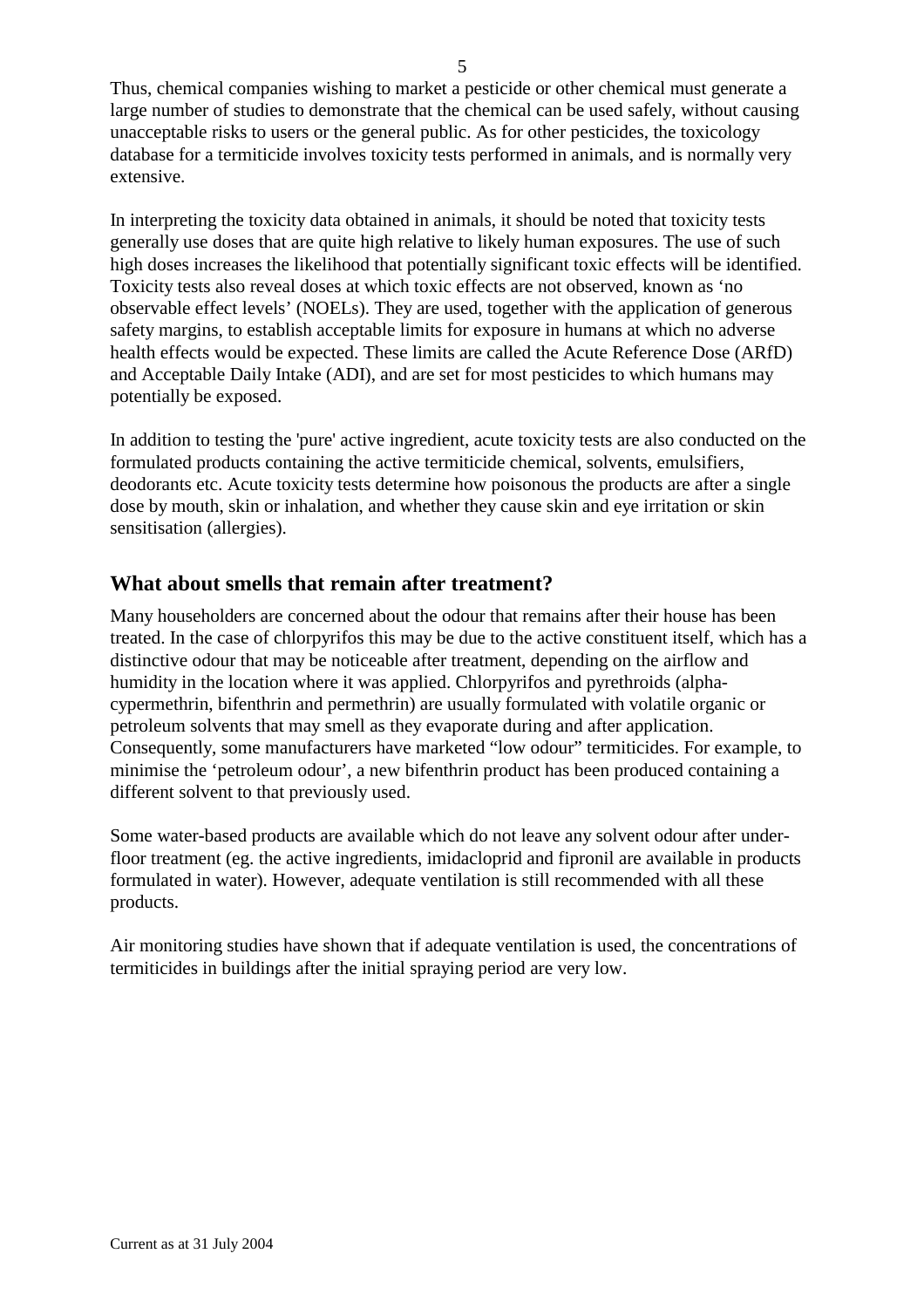Thus, chemical companies wishing to market a pesticide or other chemical must generate a large number of studies to demonstrate that the chemical can be used safely, without causing unacceptable risks to users or the general public. As for other pesticides, the toxicology database for a termiticide involves toxicity tests performed in animals, and is normally very extensive.

In interpreting the toxicity data obtained in animals, it should be noted that toxicity tests generally use doses that are quite high relative to likely human exposures. The use of such high doses increases the likelihood that potentially significant toxic effects will be identified. Toxicity tests also reveal doses at which toxic effects are not observed, known as 'no observable effect levels' (NOELs). They are used, together with the application of generous safety margins, to establish acceptable limits for exposure in humans at which no adverse health effects would be expected. These limits are called the Acute Reference Dose (ARfD) and Acceptable Daily Intake (ADI), and are set for most pesticides to which humans may potentially be exposed.

In addition to testing the 'pure' active ingredient, acute toxicity tests are also conducted on the formulated products containing the active termiticide chemical, solvents, emulsifiers, deodorants etc. Acute toxicity tests determine how poisonous the products are after a single dose by mouth, skin or inhalation, and whether they cause skin and eye irritation or skin sensitisation (allergies).

## What about smells that remain after treatment?

Many householders are concerned about the odour that remains after their house has been treated. In the case of chlorpyrifos this may be due to the active constituent itself, which has a distinctive odour that may be noticeable after treatment, depending on the airflow and humidity in the location where it was applied. Chlorpyrifos and pyrethroids (alpha-cypermethrin, bifenthrin and permethrin) are usually formulated with volatile organic or petroleum solvents that may smell as they evaporate during and after application. Consequently, some manufacturers have marketed "low odour" termiticides. For example, to minimise the 'petroleum odour', a new bifenthrin product has been produced containing a different solvent to that previously used.

Some water-based products are available which do not leave any solvent odour after under-floor treatment (eg. the active ingredients, imidacloprid and fipronil are available in products formulated in water). However, adequate ventilation is still recommended with all these products.

Air monitoring studies have shown that if adequate ventilation is used, the concentrations of termiticides in buildings after the initial spraying period are very low.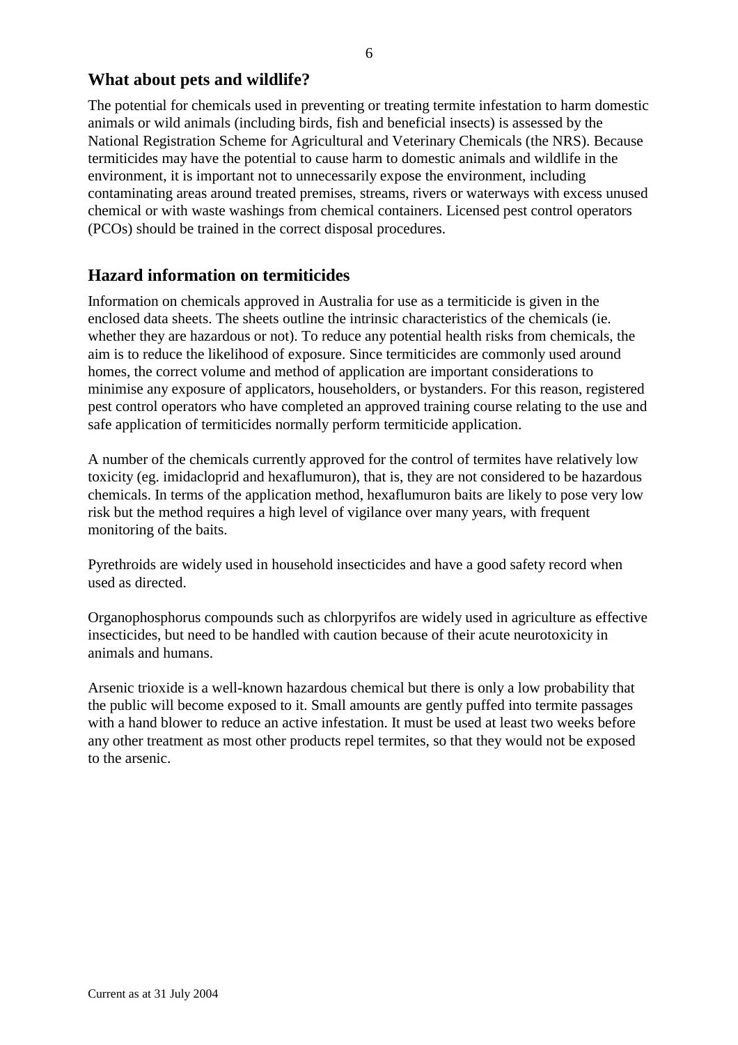## What about pets and wildlife?

The potential for chemicals used in preventing or treating termite infestation to harm domestic animals or wild animals (including birds, fish and beneficial insects) is assessed by the National Registration Scheme for Agricultural and Veterinary Chemicals (the NRS). Because termiticides may have the potential to cause harm to domestic animals and wildlife in the environment, it is important not to unnecessarily expose the environment, including contaminating areas around treated premises, streams, rivers or waterways with excess unused chemical or with waste washings from chemical containers. Licensed pest control operators (PCOs) should be trained in the correct disposal procedures.

## Hazard information on termiticides

Information on chemicals approved in Australia for use as a termiticide is given in the enclosed data sheets. The sheets outline the intrinsic characteristics of the chemicals (ie. whether they are hazardous or not). To reduce any potential health risks from chemicals, the aim is to reduce the likelihood of exposure. Since termiticides are commonly used around homes, the correct volume and method of application are important considerations to minimise any exposure of applicators, householders, or bystanders. For this reason, registered pest control operators who have completed an approved training course relating to the use and safe application of termiticides normally perform termiticide application.

A number of the chemicals currently approved for the control of termites have relatively low toxicity (eg. imidacloprid and hexaflumuron), that is, they are not considered to be hazardous chemicals. In terms of the application method, hexaflumuron baits are likely to pose very low risk but the method requires a high level of vigilance over many years, with frequent monitoring of the baits.

Pyrethroids are widely used in household insecticides and have a good safety record when used as directed.

Organophosphorus compounds such as chlorpyrifos are widely used in agriculture as effective insecticides, but need to be handled with caution because of their acute neurotoxicity in animals and humans.

Arsenic trioxide is a well-known hazardous chemical but there is only a low probability that the public will become exposed to it. Small amounts are gently puffed into termite passages with a hand blower to reduce an active infestation. It must be used at least two weeks before any other treatment as most other products repel termites, so that they would not be exposed to the arsenic.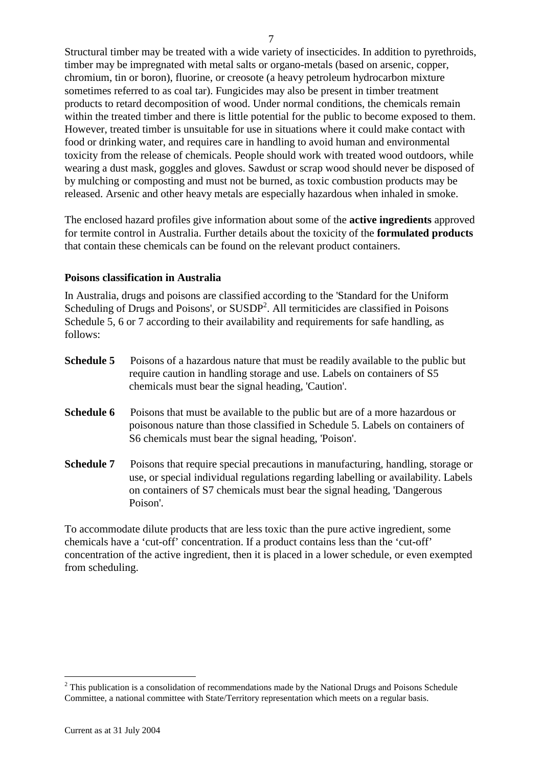Structural timber may be treated with a wide variety of insecticides. In addition to pyrethroids, timber may be impregnated with metal salts or organo-metals (based on arsenic, copper, chromium, tin or boron), fluorine, or creosote (a heavy petroleum hydrocarbon mixture sometimes referred to as coal tar). Fungicides may also be present in timber treatment products to retard decomposition of wood. Under normal conditions, the chemicals remain within the treated timber and there is little potential for the public to become exposed to them. However, treated timber is unsuitable for use in situations where it could make contact with food or drinking water, and requires care in handling to avoid human and environmental toxicity from the release of chemicals. People should work with treated wood outdoors, while wearing a dust mask, goggles and gloves. Sawdust or scrap wood should never be disposed of by mulching or composting and must not be burned, as toxic combustion products may be released. Arsenic and other heavy metals are especially hazardous when inhaled in smoke.

The enclosed hazard profiles give information about some of the **active ingredients** approved for termite control in Australia. Further details about the toxicity of the **formulated products** that contain these chemicals can be found on the relevant product containers.

**Poisons classification in Australia**

In Australia, drugs and poisons are classified according to the 'Standard for the Uniform Scheduling of Drugs and Poisons', or SUSDP[2]. All termiticides are classified in Poisons Schedule 5, 6 or 7 according to their availability and requirements for safe handling, as follows:

**Schedule 5** Poisons of a hazardous nature that must be readily available to the public but require caution in handling storage and use. Labels on containers of S5 chemicals must bear the signal heading, 'Caution'.

**Schedule 6** Poisons that must be available to the public but are of a more hazardous or poisonous nature than those classified in Schedule 5. Labels on containers of S6 chemicals must bear the signal heading, 'Poison'.

**Schedule 7** Poisons that require special precautions in manufacturing, handling, storage or use, or special individual regulations regarding labelling or availability. Labels on containers of S7 chemicals must bear the signal heading, 'Dangerous Poison'.

To accommodate dilute products that are less toxic than the pure active ingredient, some chemicals have a 'cut-off' concentration. If a product contains less than the 'cut-off' concentration of the active ingredient, then it is placed in a lower schedule, or even exempted from scheduling.

[2] This publication is a consolidation of recommendations made by the National Drugs and Poisons Schedule Committee, a national committee with State/Territory representation which meets on a regular basis.

Current as at 31 July 2004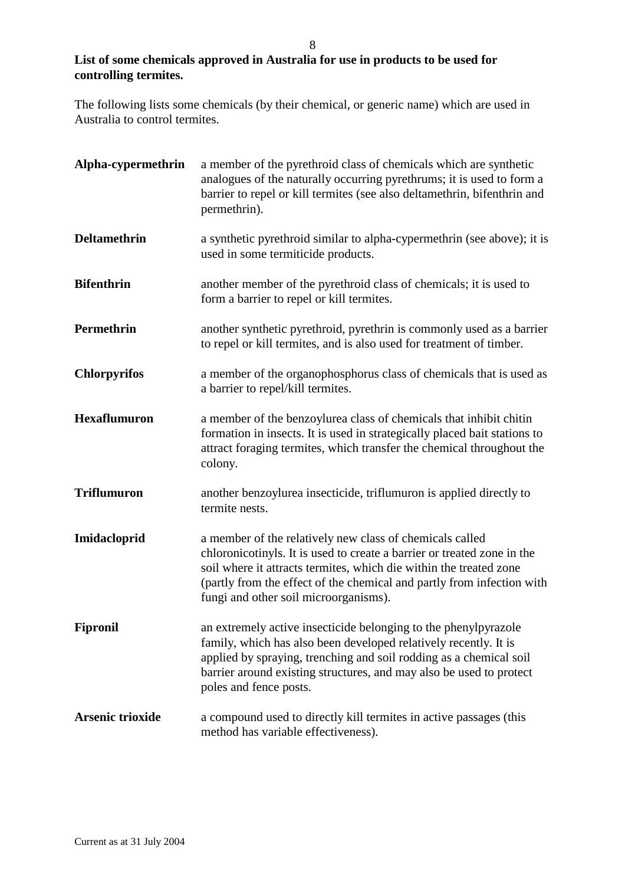**List of some chemicals approved in Australia for use in products to be used for controlling termites.**

The following lists some chemicals (by their chemical, or generic name) which are used in Australia to control termites.

**Alpha-cypermethrin** — a member of the pyrethroid class of chemicals which are synthetic analogues of the naturally occurring pyrethrums; it is used to form a barrier to repel or kill termites (see also deltamethrin, bifenthrin and permethrin).

**Deltamethrin** — a synthetic pyrethroid similar to alpha-cypermethrin (see above); it is used in some termiticide products.

**Bifenthrin** — another member of the pyrethroid class of chemicals; it is used to form a barrier to repel or kill termites.

**Permethrin** — another synthetic pyrethroid, pyrethrin is commonly used as a barrier to repel or kill termites, and is also used for treatment of timber.

**Chlorpyrifos** — a member of the organophosphorus class of chemicals that is used as a barrier to repel/kill termites.

**Hexaflumuron** — a member of the benzoylurea class of chemicals that inhibit chitin formation in insects. It is used in strategically placed bait stations to attract foraging termites, which transfer the chemical throughout the colony.

**Triflumuron** — another benzoylurea insecticide, triflumuron is applied directly to termite nests.

**Imidacloprid** — a member of the relatively new class of chemicals called chloronicotinyls. It is used to create a barrier or treated zone in the soil where it attracts termites, which die within the treated zone (partly from the effect of the chemical and partly from infection with fungi and other soil microorganisms).

**Fipronil** — an extremely active insecticide belonging to the phenylpyrazole family, which has also been developed relatively recently. It is applied by spraying, trenching and soil rodding as a chemical soil barrier around existing structures, and may also be used to protect poles and fence posts.

**Arsenic trioxide** — a compound used to directly kill termites in active passages (this method has variable effectiveness).

Current as at 31 July 2004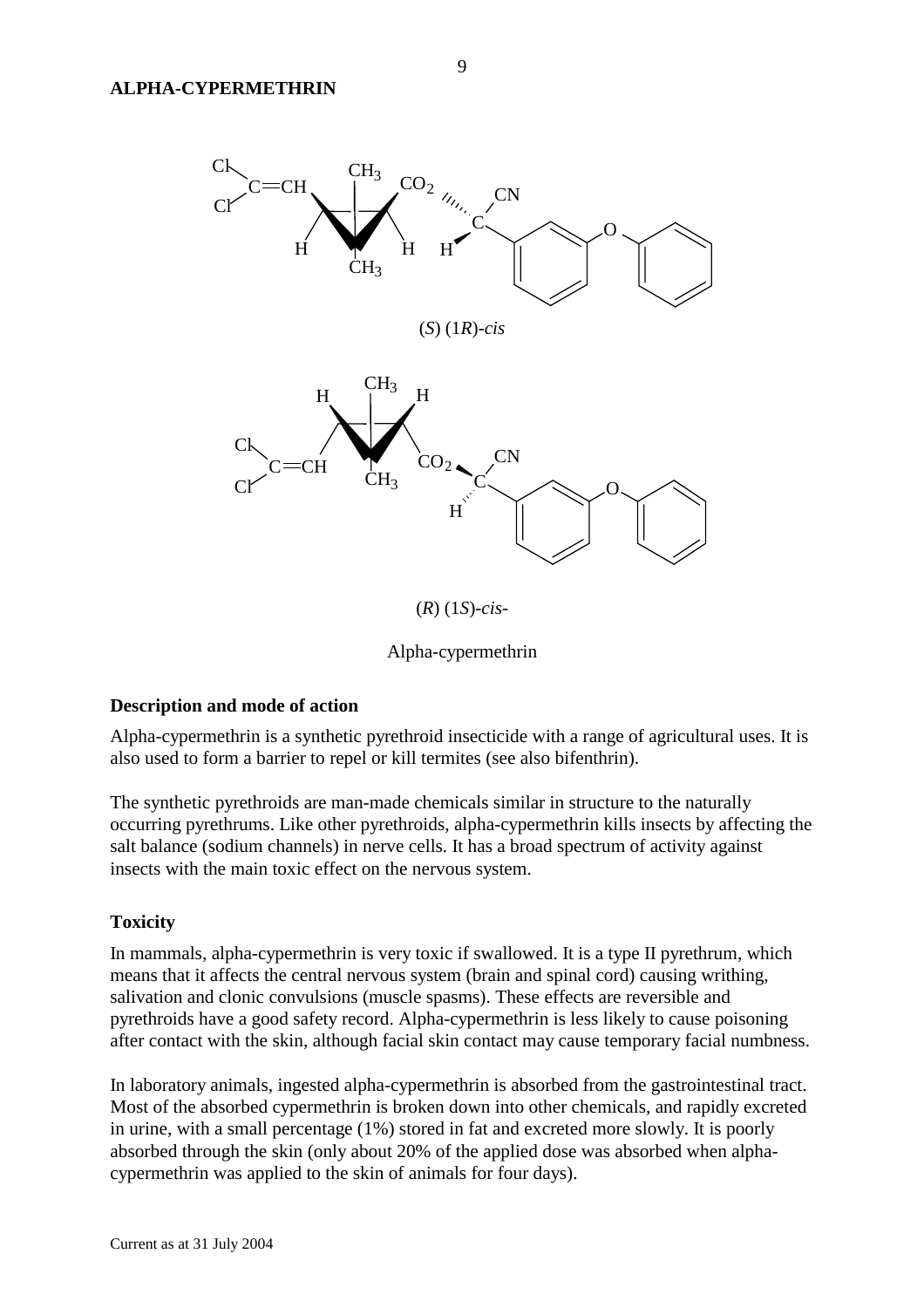## ALPHA-CYPERMETHRIN

(*S*) (1*R*)-*cis*

(*R*) (1*S*)-*cis*-

Alpha-cypermethrin

### Description and mode of action

Alpha-cypermethrin is a synthetic pyrethroid insecticide with a range of agricultural uses. It is also used to form a barrier to repel or kill termites (see also bifenthrin).

The synthetic pyrethroids are man-made chemicals similar in structure to the naturally occurring pyrethrums. Like other pyrethroids, alpha-cypermethrin kills insects by affecting the salt balance (sodium channels) in nerve cells. It has a broad spectrum of activity against insects with the main toxic effect on the nervous system.

### Toxicity

In mammals, alpha-cypermethrin is very toxic if swallowed. It is a type II pyrethrum, which means that it affects the central nervous system (brain and spinal cord) causing writhing, salivation and clonic convulsions (muscle spasms). These effects are reversible and pyrethroids have a good safety record. Alpha-cypermethrin is less likely to cause poisoning after contact with the skin, although facial skin contact may cause temporary facial numbness.

In laboratory animals, ingested alpha-cypermethrin is absorbed from the gastrointestinal tract. Most of the absorbed cypermethrin is broken down into other chemicals, and rapidly excreted in urine, with a small percentage (1%) stored in fat and excreted more slowly. It is poorly absorbed through the skin (only about 20% of the applied dose was absorbed when alpha-cypermethrin was applied to the skin of animals for four days).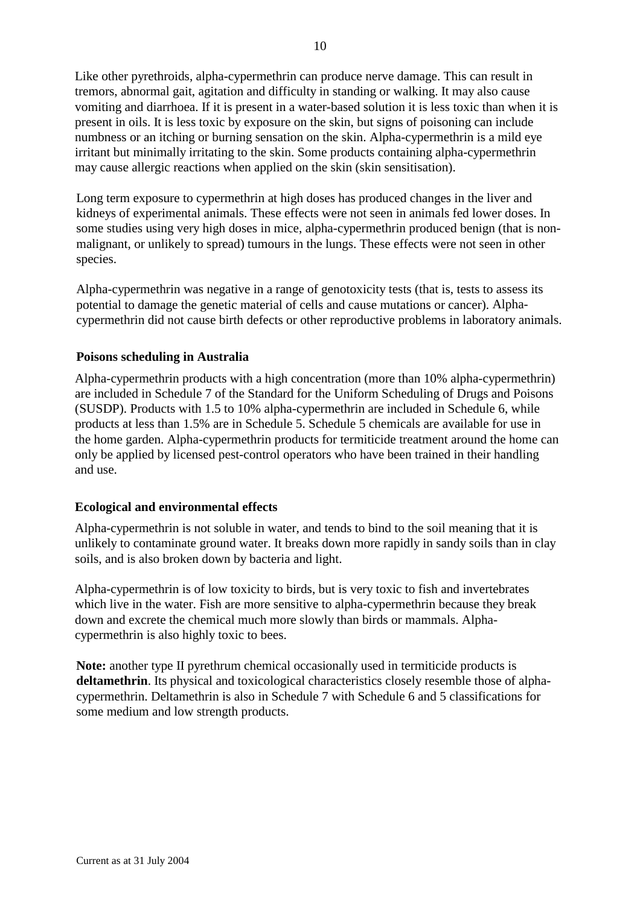Like other pyrethroids, alpha-cypermethrin can produce nerve damage. This can result in tremors, abnormal gait, agitation and difficulty in standing or walking. It may also cause vomiting and diarrhoea. If it is present in a water-based solution it is less toxic than when it is present in oils. It is less toxic by exposure on the skin, but signs of poisoning can include numbness or an itching or burning sensation on the skin. Alpha-cypermethrin is a mild eye irritant but minimally irritating to the skin. Some products containing alpha-cypermethrin may cause allergic reactions when applied on the skin (skin sensitisation).

Long term exposure to cypermethrin at high doses has produced changes in the liver and kidneys of experimental animals. These effects were not seen in animals fed lower doses. In some studies using very high doses in mice, alpha-cypermethrin produced benign (that is non-malignant, or unlikely to spread) tumours in the lungs. These effects were not seen in other species.

Alpha-cypermethrin was negative in a range of genotoxicity tests (that is, tests to assess its potential to damage the genetic material of cells and cause mutations or cancer). Alpha-cypermethrin did not cause birth defects or other reproductive problems in laboratory animals.

**Poisons scheduling in Australia**

Alpha-cypermethrin products with a high concentration (more than 10% alpha-cypermethrin) are included in Schedule 7 of the Standard for the Uniform Scheduling of Drugs and Poisons (SUSDP). Products with 1.5 to 10% alpha-cypermethrin are included in Schedule 6, while products at less than 1.5% are in Schedule 5. Schedule 5 chemicals are available for use in the home garden. Alpha-cypermethrin products for termiticide treatment around the home can only be applied by licensed pest-control operators who have been trained in their handling and use.

**Ecological and environmental effects**

Alpha-cypermethrin is not soluble in water, and tends to bind to the soil meaning that it is unlikely to contaminate ground water. It breaks down more rapidly in sandy soils than in clay soils, and is also broken down by bacteria and light.

Alpha-cypermethrin is of low toxicity to birds, but is very toxic to fish and invertebrates which live in the water. Fish are more sensitive to alpha-cypermethrin because they break down and excrete the chemical much more slowly than birds or mammals. Alpha-cypermethrin is also highly toxic to bees.

**Note:** another type II pyrethrum chemical occasionally used in termiticide products is **deltamethrin**. Its physical and toxicological characteristics closely resemble those of alpha-cypermethrin. Deltamethrin is also in Schedule 7 with Schedule 6 and 5 classifications for some medium and low strength products.

Current as at 31 July 2004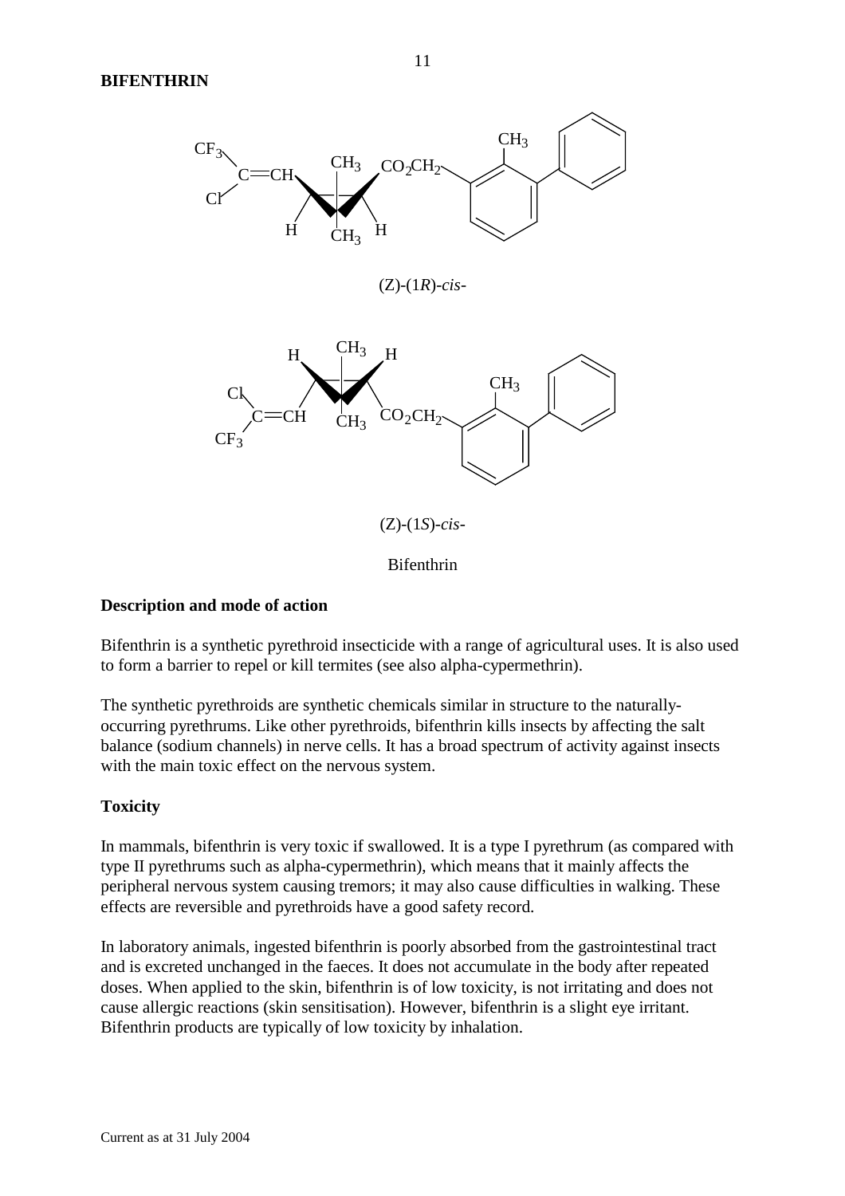## BIFENTHRIN

(Z)-(1*R*)-*cis*-

(Z)-(1*S*)-*cis*-

Bifenthrin

### Description and mode of action

Bifenthrin is a synthetic pyrethroid insecticide with a range of agricultural uses. It is also used to form a barrier to repel or kill termites (see also alpha-cypermethrin).

The synthetic pyrethroids are synthetic chemicals similar in structure to the naturally-occurring pyrethrums. Like other pyrethroids, bifenthrin kills insects by affecting the salt balance (sodium channels) in nerve cells. It has a broad spectrum of activity against insects with the main toxic effect on the nervous system.

### Toxicity

In mammals, bifenthrin is very toxic if swallowed. It is a type I pyrethrum (as compared with type II pyrethrums such as alpha-cypermethrin), which means that it mainly affects the peripheral nervous system causing tremors; it may also cause difficulties in walking. These effects are reversible and pyrethroids have a good safety record.

In laboratory animals, ingested bifenthrin is poorly absorbed from the gastrointestinal tract and is excreted unchanged in the faeces. It does not accumulate in the body after repeated doses. When applied to the skin, bifenthrin is of low toxicity, is not irritating and does not cause allergic reactions (skin sensitisation). However, bifenthrin is a slight eye irritant. Bifenthrin products are typically of low toxicity by inhalation.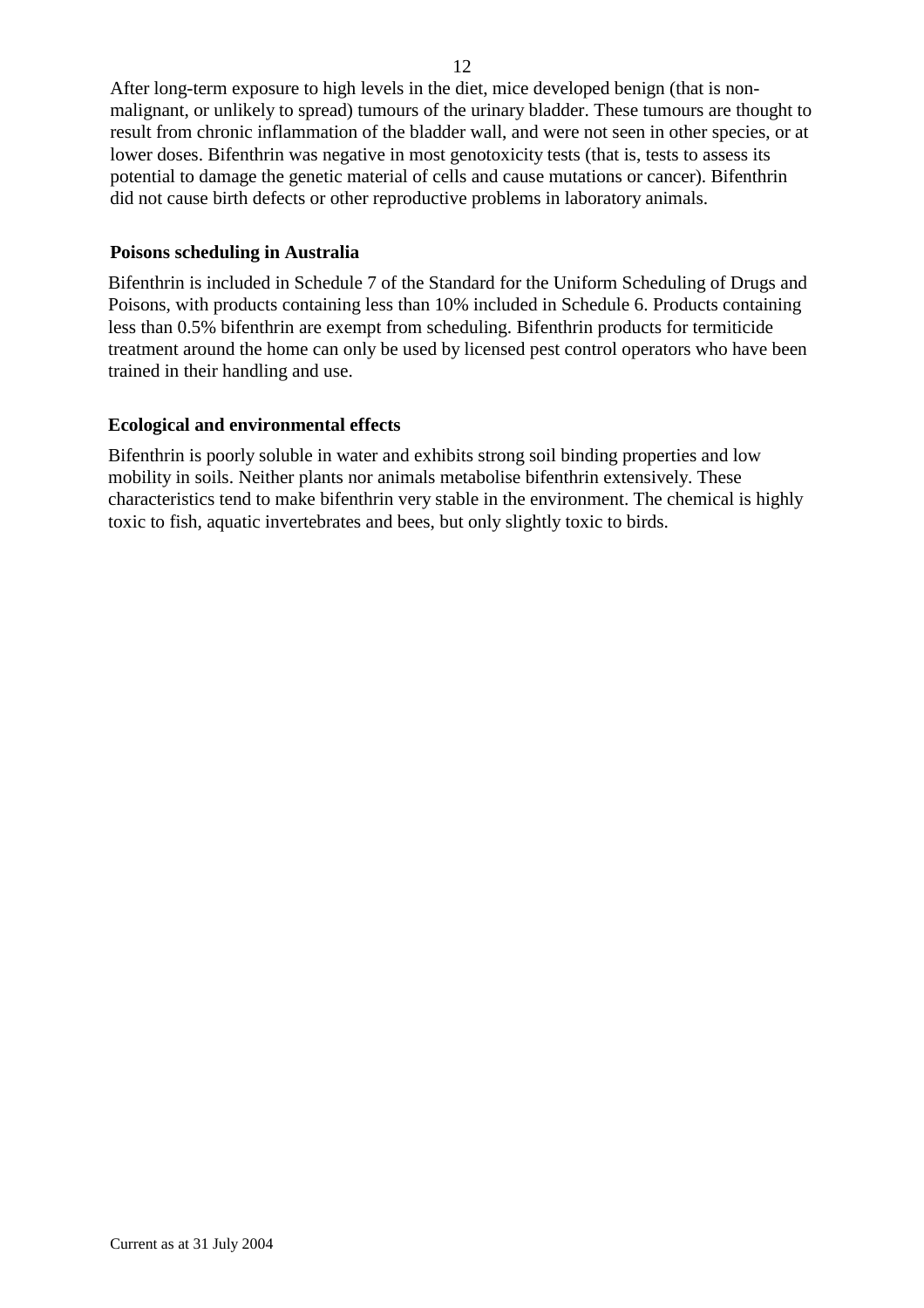After long-term exposure to high levels in the diet, mice developed benign (that is non-malignant, or unlikely to spread) tumours of the urinary bladder. These tumours are thought to result from chronic inflammation of the bladder wall, and were not seen in other species, or at lower doses. Bifenthrin was negative in most genotoxicity tests (that is, tests to assess its potential to damage the genetic material of cells and cause mutations or cancer). Bifenthrin did not cause birth defects or other reproductive problems in laboratory animals.

### Poisons scheduling in Australia

Bifenthrin is included in Schedule 7 of the Standard for the Uniform Scheduling of Drugs and Poisons, with products containing less than 10% included in Schedule 6. Products containing less than 0.5% bifenthrin are exempt from scheduling. Bifenthrin products for termiticide treatment around the home can only be used by licensed pest control operators who have been trained in their handling and use.

### Ecological and environmental effects

Bifenthrin is poorly soluble in water and exhibits strong soil binding properties and low mobility in soils. Neither plants nor animals metabolise bifenthrin extensively. These characteristics tend to make bifenthrin very stable in the environment. The chemical is highly toxic to fish, aquatic invertebrates and bees, but only slightly toxic to birds.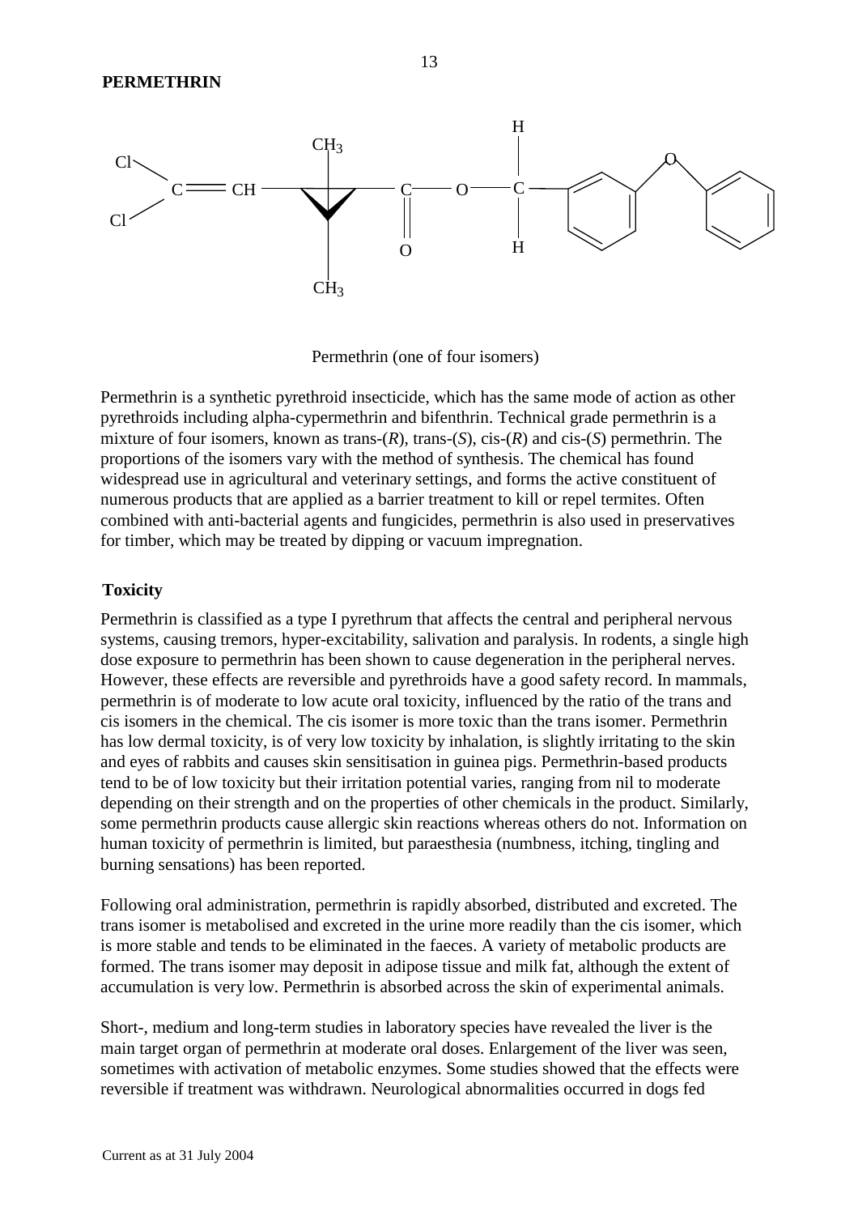**PERMETHRIN**

Permethrin (one of four isomers)

Permethrin is a synthetic pyrethroid insecticide, which has the same mode of action as other pyrethroids including alpha-cypermethrin and bifenthrin. Technical grade permethrin is a mixture of four isomers, known as trans-(*R*), trans-(*S*), cis-(*R*) and cis-(*S*) permethrin. The proportions of the isomers vary with the method of synthesis. The chemical has found widespread use in agricultural and veterinary settings, and forms the active constituent of numerous products that are applied as a barrier treatment to kill or repel termites. Often combined with anti-bacterial agents and fungicides, permethrin is also used in preservatives for timber, which may be treated by dipping or vacuum impregnation.

**Toxicity**

Permethrin is classified as a type I pyrethrum that affects the central and peripheral nervous systems, causing tremors, hyper-excitability, salivation and paralysis. In rodents, a single high dose exposure to permethrin has been shown to cause degeneration in the peripheral nerves. However, these effects are reversible and pyrethroids have a good safety record. In mammals, permethrin is of moderate to low acute oral toxicity, influenced by the ratio of the trans and cis isomers in the chemical. The cis isomer is more toxic than the trans isomer. Permethrin has low dermal toxicity, is of very low toxicity by inhalation, is slightly irritating to the skin and eyes of rabbits and causes skin sensitisation in guinea pigs. Permethrin-based products tend to be of low toxicity but their irritation potential varies, ranging from nil to moderate depending on their strength and on the properties of other chemicals in the product. Similarly, some permethrin products cause allergic skin reactions whereas others do not. Information on human toxicity of permethrin is limited, but paraesthesia (numbness, itching, tingling and burning sensations) has been reported.

Following oral administration, permethrin is rapidly absorbed, distributed and excreted. The trans isomer is metabolised and excreted in the urine more readily than the cis isomer, which is more stable and tends to be eliminated in the faeces. A variety of metabolic products are formed. The trans isomer may deposit in adipose tissue and milk fat, although the extent of accumulation is very low. Permethrin is absorbed across the skin of experimental animals.

Short-, medium and long-term studies in laboratory species have revealed the liver is the main target organ of permethrin at moderate oral doses. Enlargement of the liver was seen, sometimes with activation of metabolic enzymes. Some studies showed that the effects were reversible if treatment was withdrawn. Neurological abnormalities occurred in dogs fed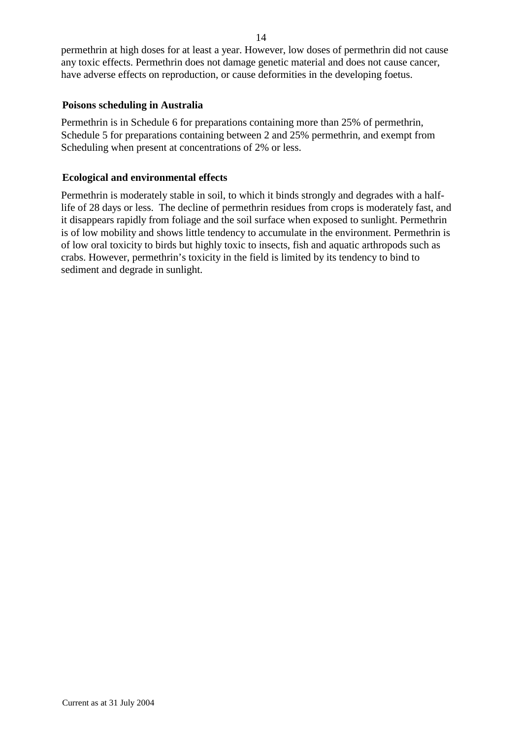permethrin at high doses for at least a year. However, low doses of permethrin did not cause any toxic effects. Permethrin does not damage genetic material and does not cause cancer, have adverse effects on reproduction, or cause deformities in the developing foetus.

### Poisons scheduling in Australia

Permethrin is in Schedule 6 for preparations containing more than 25% of permethrin, Schedule 5 for preparations containing between 2 and 25% permethrin, and exempt from Scheduling when present at concentrations of 2% or less.

### Ecological and environmental effects

Permethrin is moderately stable in soil, to which it binds strongly and degrades with a half-life of 28 days or less. The decline of permethrin residues from crops is moderately fast, and it disappears rapidly from foliage and the soil surface when exposed to sunlight. Permethrin is of low mobility and shows little tendency to accumulate in the environment. Permethrin is of low oral toxicity to birds but highly toxic to insects, fish and aquatic arthropods such as crabs. However, permethrin's toxicity in the field is limited by its tendency to bind to sediment and degrade in sunlight.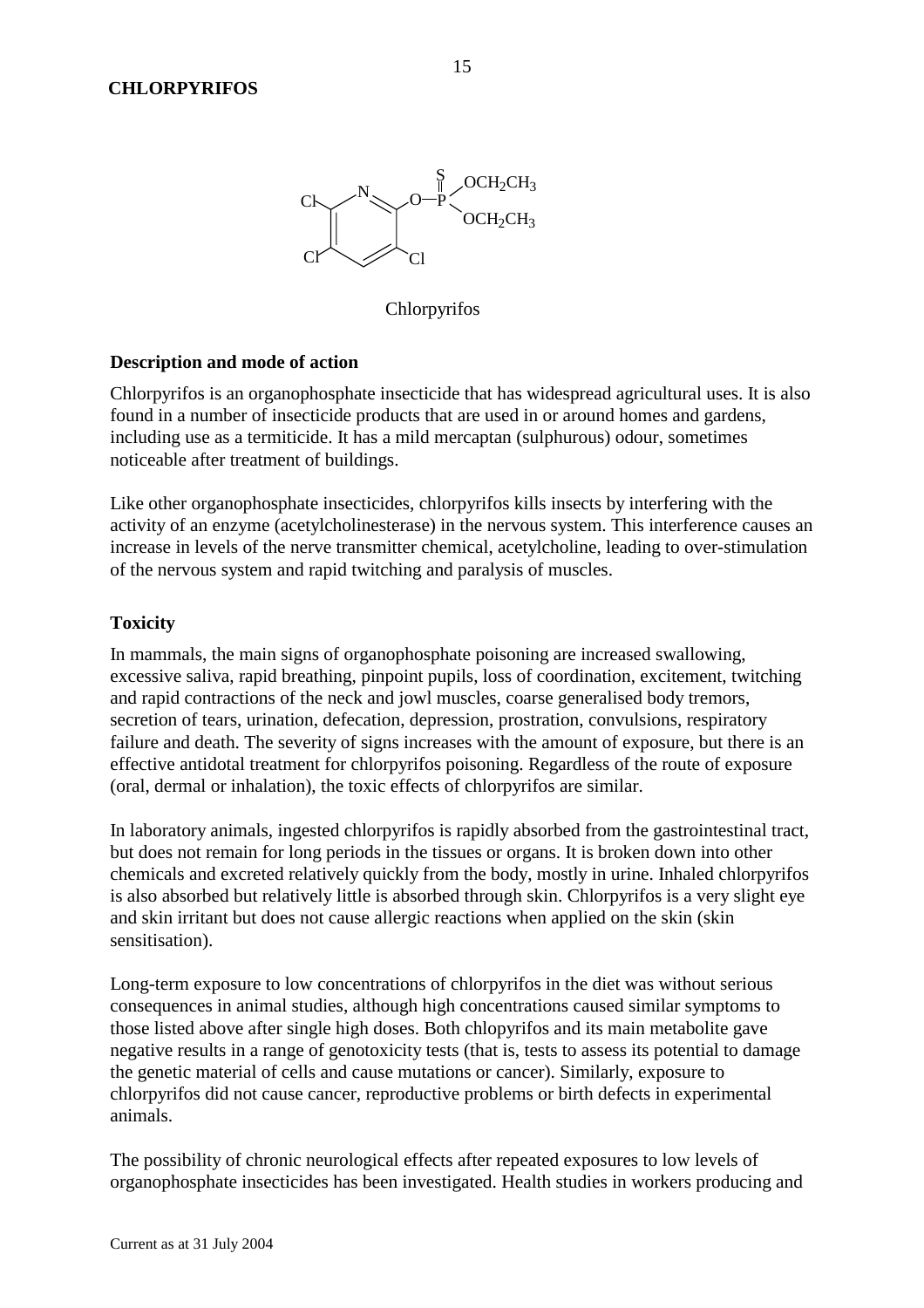# CHLORPYRIFOS

Chlorpyrifos

## Description and mode of action

Chlorpyrifos is an organophosphate insecticide that has widespread agricultural uses. It is also found in a number of insecticide products that are used in or around homes and gardens, including use as a termiticide. It has a mild mercaptan (sulphurous) odour, sometimes noticeable after treatment of buildings.

Like other organophosphate insecticides, chlorpyrifos kills insects by interfering with the activity of an enzyme (acetylcholinesterase) in the nervous system. This interference causes an increase in levels of the nerve transmitter chemical, acetylcholine, leading to over-stimulation of the nervous system and rapid twitching and paralysis of muscles.

## Toxicity

In mammals, the main signs of organophosphate poisoning are increased swallowing, excessive saliva, rapid breathing, pinpoint pupils, loss of coordination, excitement, twitching and rapid contractions of the neck and jowl muscles, coarse generalised body tremors, secretion of tears, urination, defecation, depression, prostration, convulsions, respiratory failure and death. The severity of signs increases with the amount of exposure, but there is an effective antidotal treatment for chlorpyrifos poisoning. Regardless of the route of exposure (oral, dermal or inhalation), the toxic effects of chlorpyrifos are similar.

In laboratory animals, ingested chlorpyrifos is rapidly absorbed from the gastrointestinal tract, but does not remain for long periods in the tissues or organs. It is broken down into other chemicals and excreted relatively quickly from the body, mostly in urine. Inhaled chlorpyrifos is also absorbed but relatively little is absorbed through skin. Chlorpyrifos is a very slight eye and skin irritant but does not cause allergic reactions when applied on the skin (skin sensitisation).

Long-term exposure to low concentrations of chlorpyrifos in the diet was without serious consequences in animal studies, although high concentrations caused similar symptoms to those listed above after single high doses. Both chlopyrifos and its main metabolite gave negative results in a range of genotoxicity tests (that is, tests to assess its potential to damage the genetic material of cells and cause mutations or cancer). Similarly, exposure to chlorpyrifos did not cause cancer, reproductive problems or birth defects in experimental animals.

The possibility of chronic neurological effects after repeated exposures to low levels of organophosphate insecticides has been investigated. Health studies in workers producing and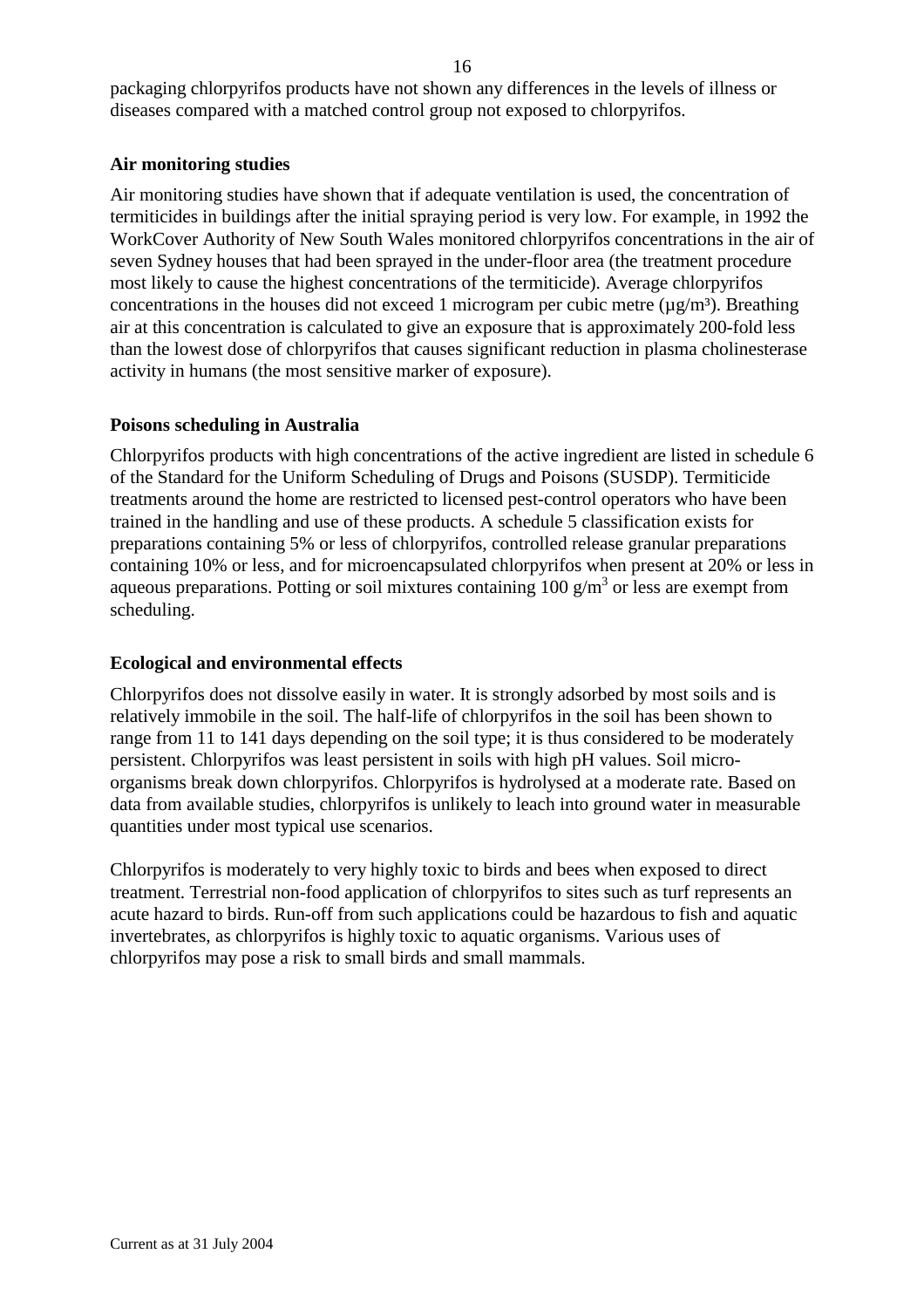packaging chlorpyrifos products have not shown any differences in the levels of illness or diseases compared with a matched control group not exposed to chlorpyrifos.

### Air monitoring studies

Air monitoring studies have shown that if adequate ventilation is used, the concentration of termiticides in buildings after the initial spraying period is very low. For example, in 1992 the WorkCover Authority of New South Wales monitored chlorpyrifos concentrations in the air of seven Sydney houses that had been sprayed in the under-floor area (the treatment procedure most likely to cause the highest concentrations of the termiticide). Average chlorpyrifos concentrations in the houses did not exceed 1 microgram per cubic metre ($\mu g/m^3$). Breathing air at this concentration is calculated to give an exposure that is approximately 200-fold less than the lowest dose of chlorpyrifos that causes significant reduction in plasma cholinesterase activity in humans (the most sensitive marker of exposure).

### Poisons scheduling in Australia

Chlorpyrifos products with high concentrations of the active ingredient are listed in schedule 6 of the Standard for the Uniform Scheduling of Drugs and Poisons (SUSDP). Termiticide treatments around the home are restricted to licensed pest-control operators who have been trained in the handling and use of these products. A schedule 5 classification exists for preparations containing 5% or less of chlorpyrifos, controlled release granular preparations containing 10% or less, and for microencapsulated chlorpyrifos when present at 20% or less in aqueous preparations. Potting or soil mixtures containing 100 $g/m^3$ or less are exempt from scheduling.

### Ecological and environmental effects

Chlorpyrifos does not dissolve easily in water. It is strongly adsorbed by most soils and is relatively immobile in the soil. The half-life of chlorpyrifos in the soil has been shown to range from 11 to 141 days depending on the soil type; it is thus considered to be moderately persistent. Chlorpyrifos was least persistent in soils with high pH values. Soil micro-organisms break down chlorpyrifos. Chlorpyrifos is hydrolysed at a moderate rate. Based on data from available studies, chlorpyrifos is unlikely to leach into ground water in measurable quantities under most typical use scenarios.

Chlorpyrifos is moderately to very highly toxic to birds and bees when exposed to direct treatment. Terrestrial non-food application of chlorpyrifos to sites such as turf represents an acute hazard to birds. Run-off from such applications could be hazardous to fish and aquatic invertebrates, as chlorpyrifos is highly toxic to aquatic organisms. Various uses of chlorpyrifos may pose a risk to small birds and small mammals.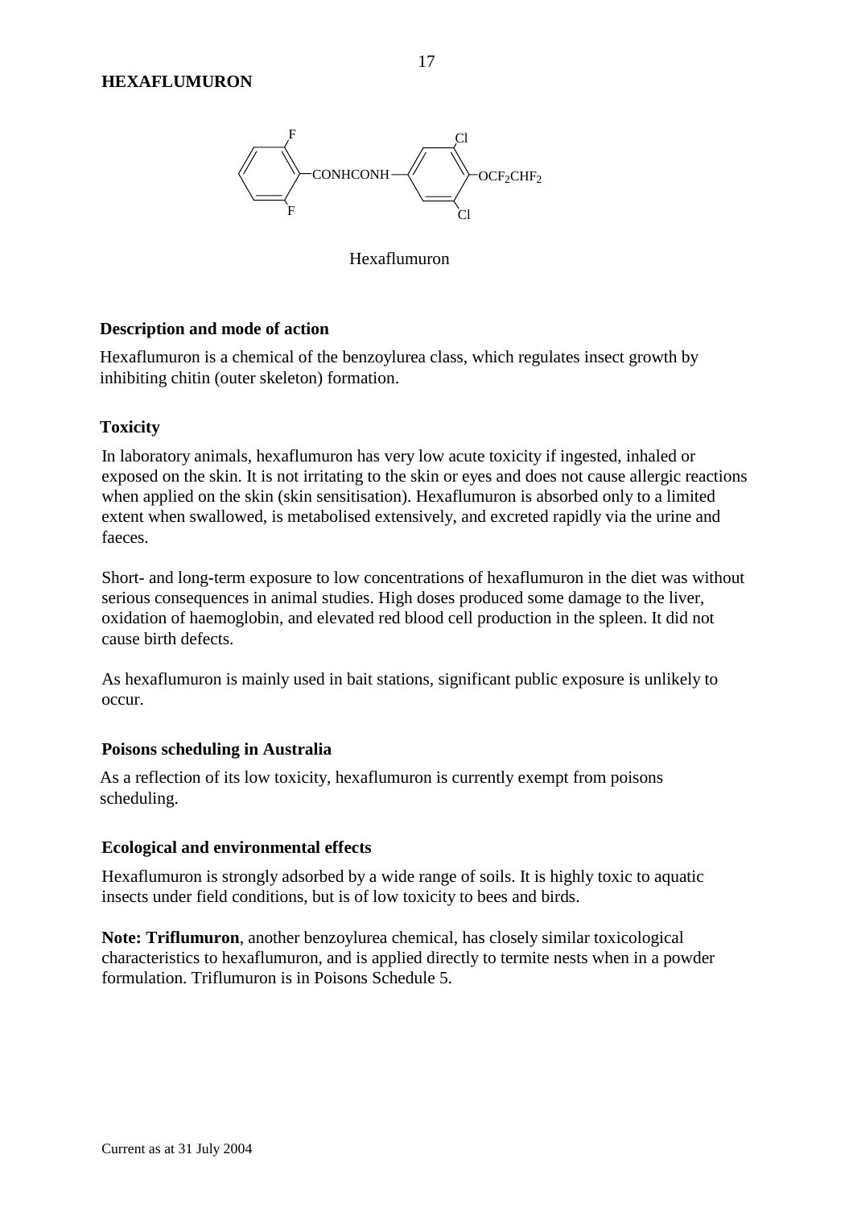# HEXAFLUMURON

Hexaflumuron

### Description and mode of action

Hexaflumuron is a chemical of the benzoylurea class, which regulates insect growth by inhibiting chitin (outer skeleton) formation.

### Toxicity

In laboratory animals, hexaflumuron has very low acute toxicity if ingested, inhaled or exposed on the skin. It is not irritating to the skin or eyes and does not cause allergic reactions when applied on the skin (skin sensitisation). Hexaflumuron is absorbed only to a limited extent when swallowed, is metabolised extensively, and excreted rapidly via the urine and faeces.

Short- and long-term exposure to low concentrations of hexaflumuron in the diet was without serious consequences in animal studies. High doses produced some damage to the liver, oxidation of haemoglobin, and elevated red blood cell production in the spleen. It did not cause birth defects.

As hexaflumuron is mainly used in bait stations, significant public exposure is unlikely to occur.

### Poisons scheduling in Australia

As a reflection of its low toxicity, hexaflumuron is currently exempt from poisons scheduling.

### Ecological and environmental effects

Hexaflumuron is strongly adsorbed by a wide range of soils. It is highly toxic to aquatic insects under field conditions, but is of low toxicity to bees and birds.

**Note: Triflumuron**, another benzoylurea chemical, has closely similar toxicological characteristics to hexaflumuron, and is applied directly to termite nests when in a powder formulation. Triflumuron is in Poisons Schedule 5.

Current as at 31 July 2004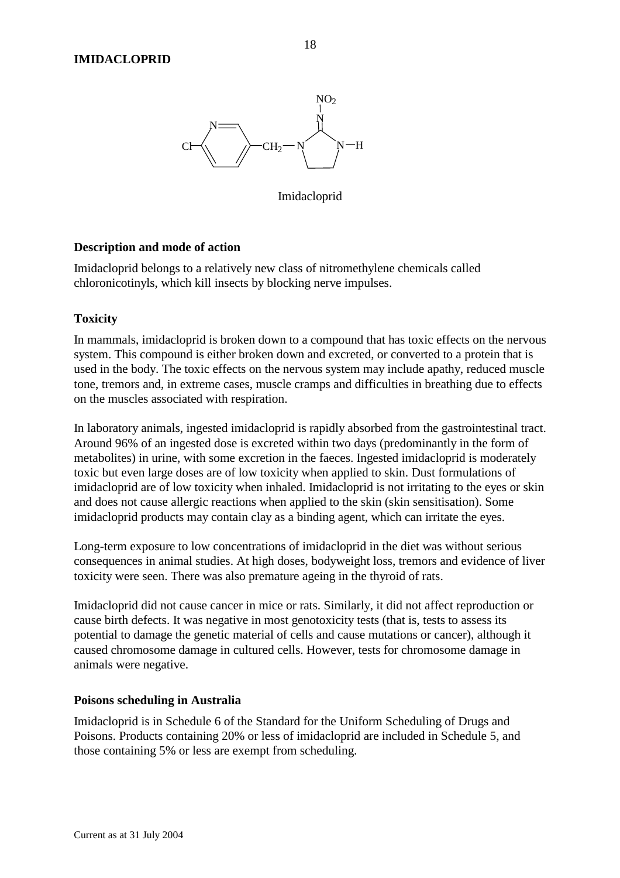# IMIDACLOPRID

Imidacloprid

### Description and mode of action

Imidacloprid belongs to a relatively new class of nitromethylene chemicals called chloronicotinyls, which kill insects by blocking nerve impulses.

### Toxicity

In mammals, imidacloprid is broken down to a compound that has toxic effects on the nervous system. This compound is either broken down and excreted, or converted to a protein that is used in the body. The toxic effects on the nervous system may include apathy, reduced muscle tone, tremors and, in extreme cases, muscle cramps and difficulties in breathing due to effects on the muscles associated with respiration.

In laboratory animals, ingested imidacloprid is rapidly absorbed from the gastrointestinal tract. Around 96% of an ingested dose is excreted within two days (predominantly in the form of metabolites) in urine, with some excretion in the faeces. Ingested imidacloprid is moderately toxic but even large doses are of low toxicity when applied to skin. Dust formulations of imidacloprid are of low toxicity when inhaled. Imidacloprid is not irritating to the eyes or skin and does not cause allergic reactions when applied to the skin (skin sensitisation). Some imidacloprid products may contain clay as a binding agent, which can irritate the eyes.

Long-term exposure to low concentrations of imidacloprid in the diet was without serious consequences in animal studies. At high doses, bodyweight loss, tremors and evidence of liver toxicity were seen. There was also premature ageing in the thyroid of rats.

Imidacloprid did not cause cancer in mice or rats. Similarly, it did not affect reproduction or cause birth defects. It was negative in most genotoxicity tests (that is, tests to assess its potential to damage the genetic material of cells and cause mutations or cancer), although it caused chromosome damage in cultured cells. However, tests for chromosome damage in animals were negative.

### Poisons scheduling in Australia

Imidacloprid is in Schedule 6 of the Standard for the Uniform Scheduling of Drugs and Poisons. Products containing 20% or less of imidacloprid are included in Schedule 5, and those containing 5% or less are exempt from scheduling.

Current as at 31 July 2004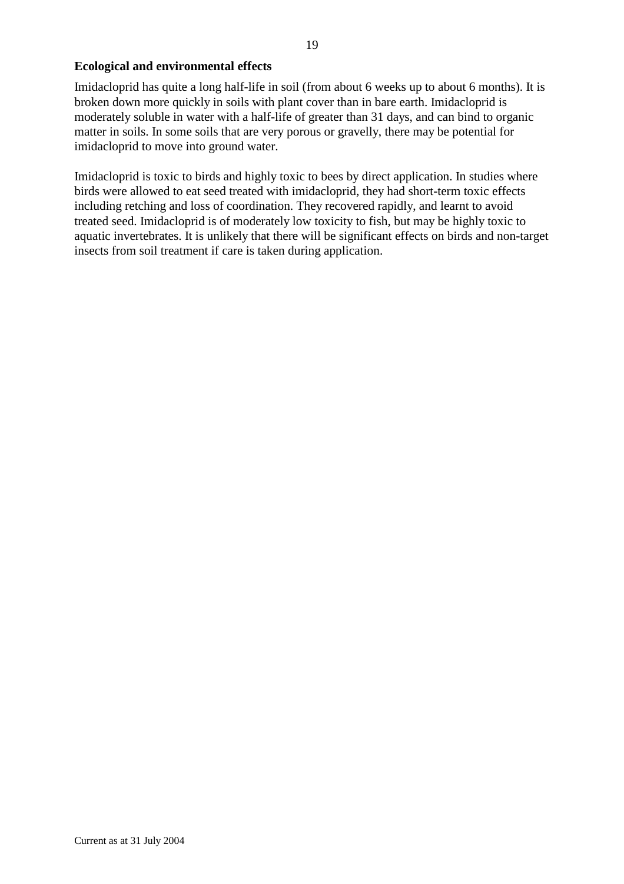**Ecological and environmental effects**

Imidacloprid has quite a long half-life in soil (from about 6 weeks up to about 6 months). It is broken down more quickly in soils with plant cover than in bare earth. Imidacloprid is moderately soluble in water with a half-life of greater than 31 days, and can bind to organic matter in soils. In some soils that are very porous or gravelly, there may be potential for imidacloprid to move into ground water.

Imidacloprid is toxic to birds and highly toxic to bees by direct application. In studies where birds were allowed to eat seed treated with imidacloprid, they had short-term toxic effects including retching and loss of coordination. They recovered rapidly, and learnt to avoid treated seed. Imidacloprid is of moderately low toxicity to fish, but may be highly toxic to aquatic invertebrates. It is unlikely that there will be significant effects on birds and non-target insects from soil treatment if care is taken during application.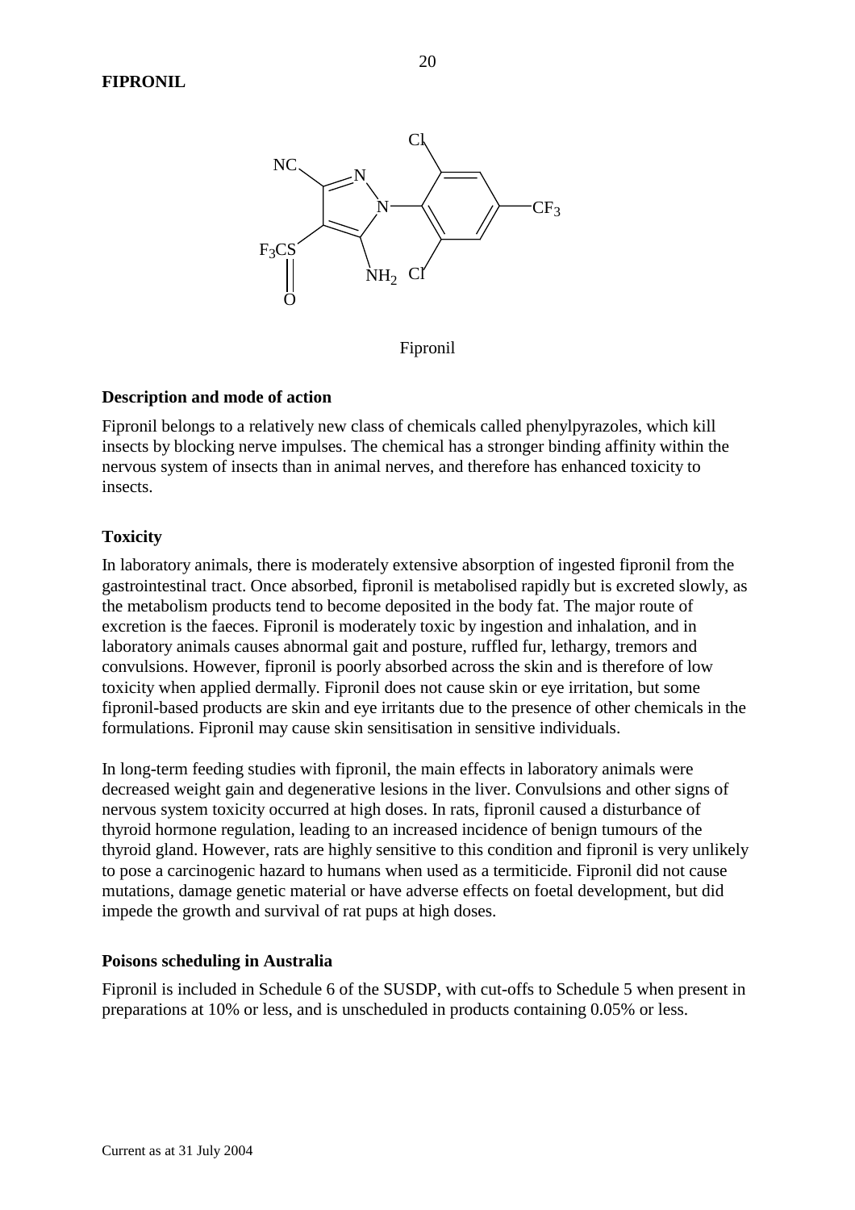**FIPRONIL**

Fipronil

**Description and mode of action**

Fipronil belongs to a relatively new class of chemicals called phenylpyrazoles, which kill insects by blocking nerve impulses. The chemical has a stronger binding affinity within the nervous system of insects than in animal nerves, and therefore has enhanced toxicity to insects.

**Toxicity**

In laboratory animals, there is moderately extensive absorption of ingested fipronil from the gastrointestinal tract. Once absorbed, fipronil is metabolised rapidly but is excreted slowly, as the metabolism products tend to become deposited in the body fat. The major route of excretion is the faeces. Fipronil is moderately toxic by ingestion and inhalation, and in laboratory animals causes abnormal gait and posture, ruffled fur, lethargy, tremors and convulsions. However, fipronil is poorly absorbed across the skin and is therefore of low toxicity when applied dermally. Fipronil does not cause skin or eye irritation, but some fipronil-based products are skin and eye irritants due to the presence of other chemicals in the formulations. Fipronil may cause skin sensitisation in sensitive individuals.

In long-term feeding studies with fipronil, the main effects in laboratory animals were decreased weight gain and degenerative lesions in the liver. Convulsions and other signs of nervous system toxicity occurred at high doses. In rats, fipronil caused a disturbance of thyroid hormone regulation, leading to an increased incidence of benign tumours of the thyroid gland. However, rats are highly sensitive to this condition and fipronil is very unlikely to pose a carcinogenic hazard to humans when used as a termiticide. Fipronil did not cause mutations, damage genetic material or have adverse effects on foetal development, but did impede the growth and survival of rat pups at high doses.

**Poisons scheduling in Australia**

Fipronil is included in Schedule 6 of the SUSDP, with cut-offs to Schedule 5 when present in preparations at 10% or less, and is unscheduled in products containing 0.05% or less.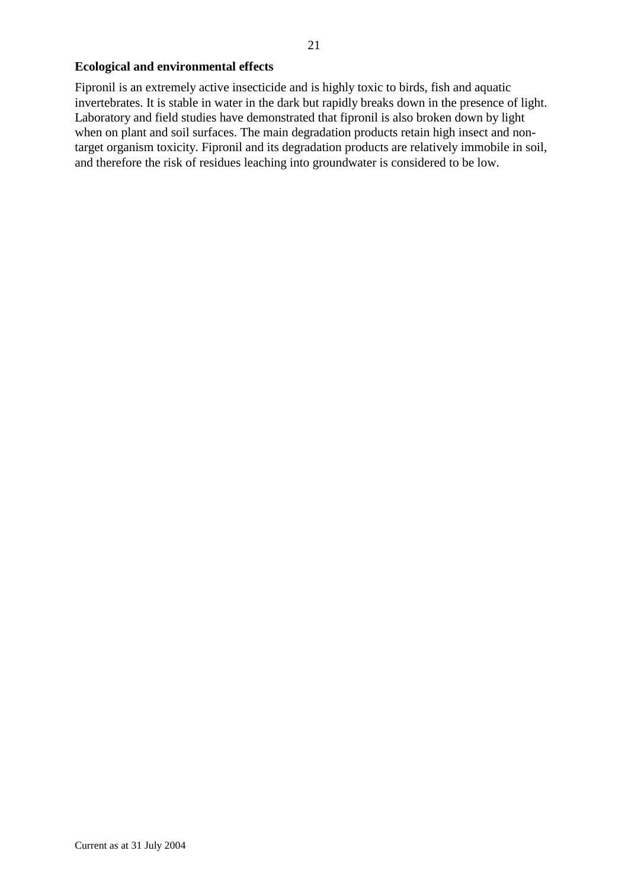## Ecological and environmental effects

Fipronil is an extremely active insecticide and is highly toxic to birds, fish and aquatic invertebrates. It is stable in water in the dark but rapidly breaks down in the presence of light. Laboratory and field studies have demonstrated that fipronil is also broken down by light when on plant and soil surfaces. The main degradation products retain high insect and non-target organism toxicity. Fipronil and its degradation products are relatively immobile in soil, and therefore the risk of residues leaching into groundwater is considered to be low.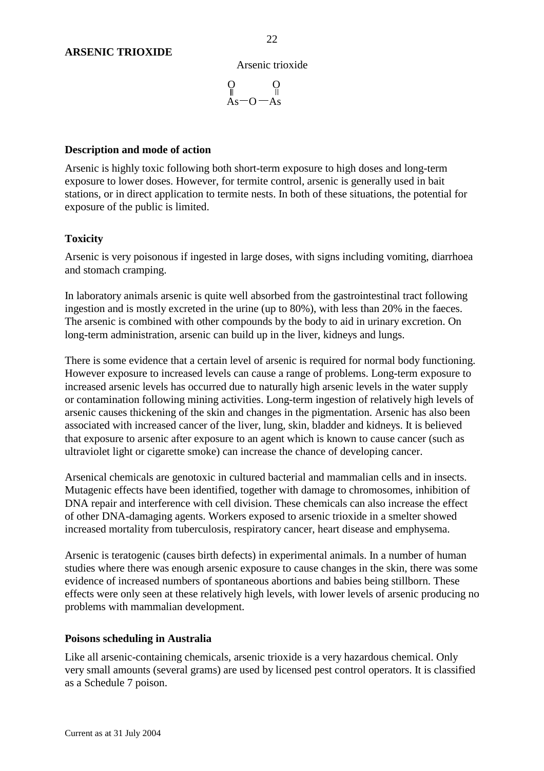## ARSENIC TROXIDE

Arsenic trioxide

$$\mathrm{O{=}As{-}O{-}As{=}O}$$

### Description and mode of action

Arsenic is highly toxic following both short-term exposure to high doses and long-term exposure to lower doses. However, for termite control, arsenic is generally used in bait stations, or in direct application to termite nests. In both of these situations, the potential for exposure of the public is limited.

### Toxicity

Arsenic is very poisonous if ingested in large doses, with signs including vomiting, diarrhoea and stomach cramping.

In laboratory animals arsenic is quite well absorbed from the gastrointestinal tract following ingestion and is mostly excreted in the urine (up to 80%), with less than 20% in the faeces. The arsenic is combined with other compounds by the body to aid in urinary excretion. On long-term administration, arsenic can build up in the liver, kidneys and lungs.

There is some evidence that a certain level of arsenic is required for normal body functioning. However exposure to increased levels can cause a range of problems. Long-term exposure to increased arsenic levels has occurred due to naturally high arsenic levels in the water supply or contamination following mining activities. Long-term ingestion of relatively high levels of arsenic causes thickening of the skin and changes in the pigmentation. Arsenic has also been associated with increased cancer of the liver, lung, skin, bladder and kidneys. It is believed that exposure to arsenic after exposure to an agent which is known to cause cancer (such as ultraviolet light or cigarette smoke) can increase the chance of developing cancer.

Arsenical chemicals are genotoxic in cultured bacterial and mammalian cells and in insects. Mutagenic effects have been identified, together with damage to chromosomes, inhibition of DNA repair and interference with cell division. These chemicals can also increase the effect of other DNA-damaging agents. Workers exposed to arsenic trioxide in a smelter showed increased mortality from tuberculosis, respiratory cancer, heart disease and emphysema.

Arsenic is teratogenic (causes birth defects) in experimental animals. In a number of human studies where there was enough arsenic exposure to cause changes in the skin, there was some evidence of increased numbers of spontaneous abortions and babies being stillborn. These effects were only seen at these relatively high levels, with lower levels of arsenic producing no problems with mammalian development.

### Poisons scheduling in Australia

Like all arsenic-containing chemicals, arsenic trioxide is a very hazardous chemical. Only very small amounts (several grams) are used by licensed pest control operators. It is classified as a Schedule 7 poison.

Current as at 31 July 2004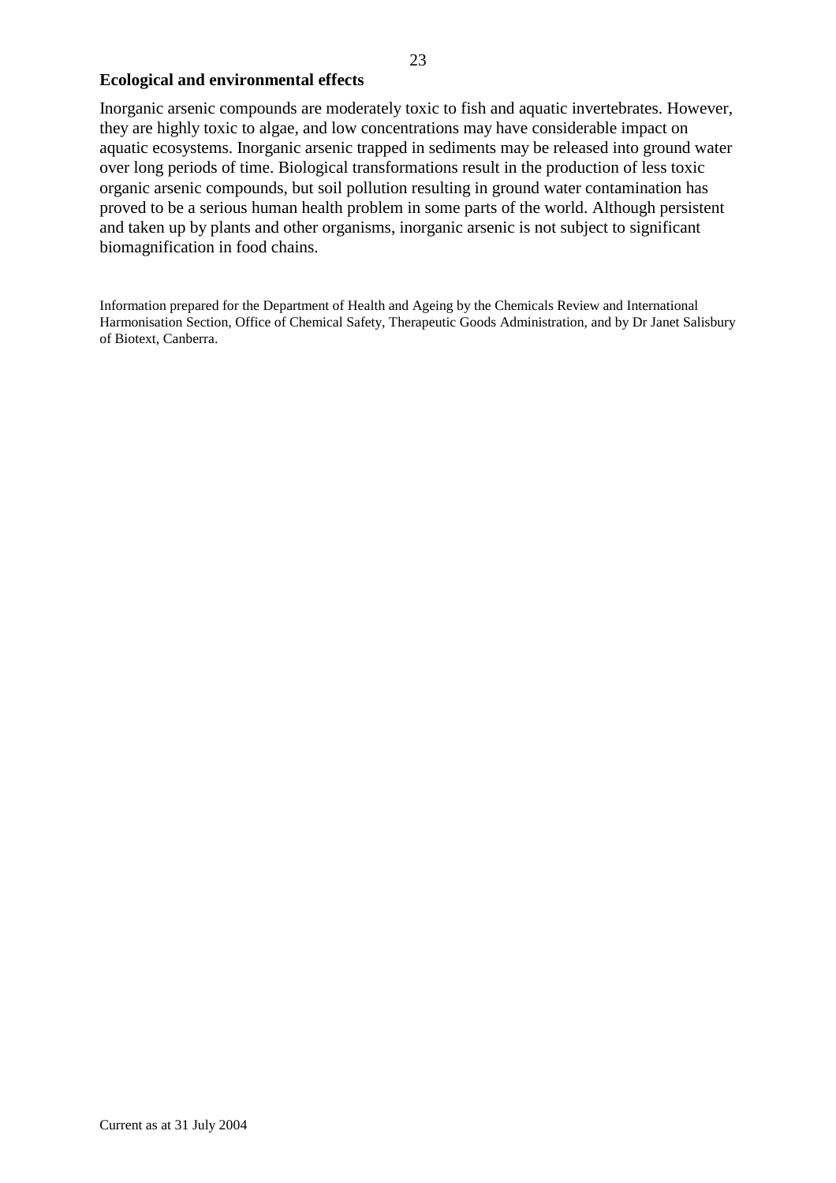**Ecological and environmental effects**

Inorganic arsenic compounds are moderately toxic to fish and aquatic invertebrates. However, they are highly toxic to algae, and low concentrations may have considerable impact on aquatic ecosystems. Inorganic arsenic trapped in sediments may be released into ground water over long periods of time. Biological transformations result in the production of less toxic organic arsenic compounds, but soil pollution resulting in ground water contamination has proved to be a serious human health problem in some parts of the world. Although persistent and taken up by plants and other organisms, inorganic arsenic is not subject to significant biomagnification in food chains.

Information prepared for the Department of Health and Ageing by the Chemicals Review and International Harmonisation Section, Office of Chemical Safety, Therapeutic Goods Administration, and by Dr Janet Salisbury of Biotext, Canberra.

Current as at 31 July 2004